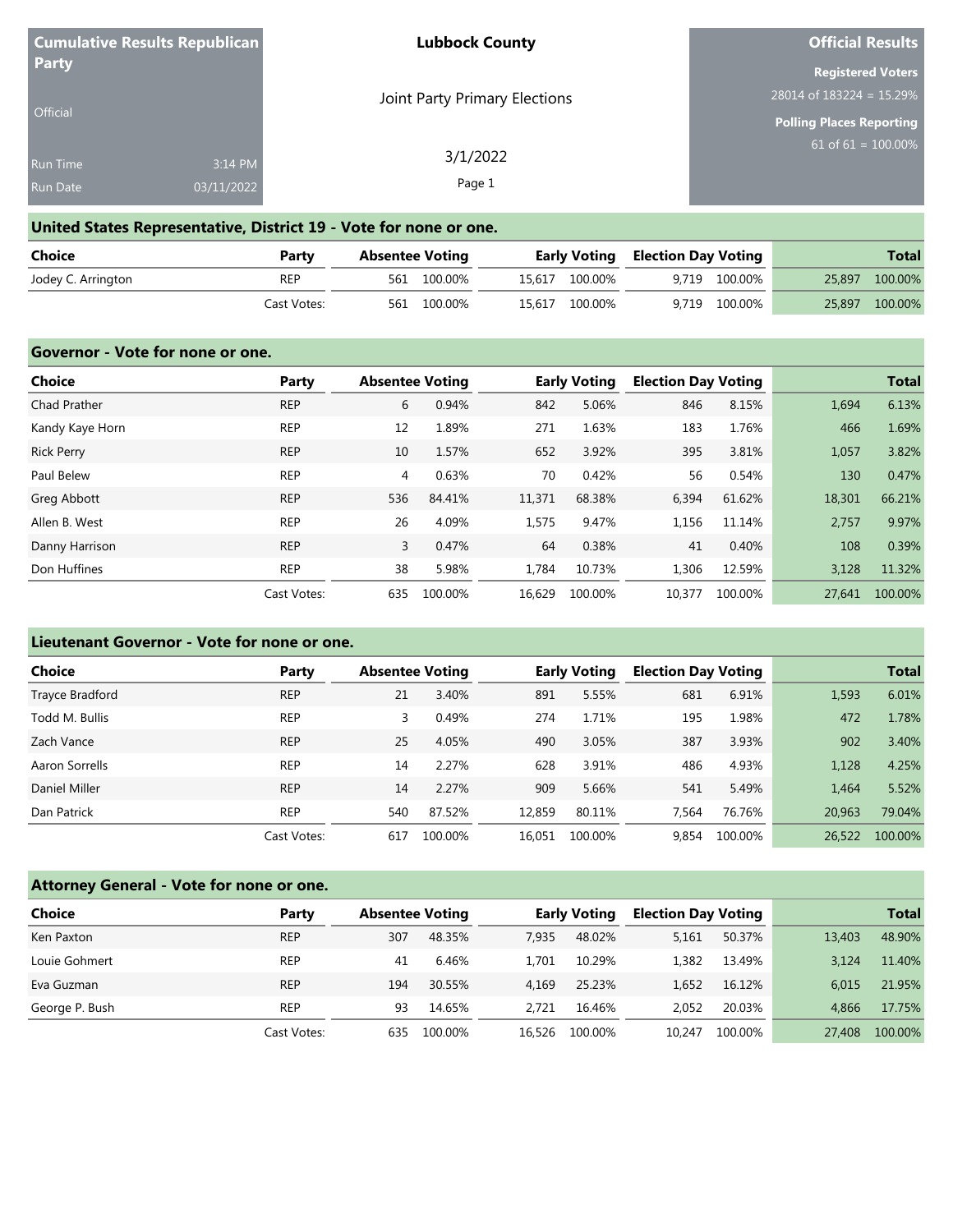**Cumulative Results Republican Party**

Official

Run Time 3:14 PM
Run Date 03/11/2022

**Lubbock County**

Joint Party Primary Elections

3/1/2022

**Official Results**

**Registered Voters**
28014 of 183224 = 15.29%

**Polling Places Reporting**
61 of 61 = 100.00%

## United States Representative, District 19 - Vote for none or one.

| Choice | Party | Absentee Voting | | Early Voting | | Election Day Voting | | Total | |
|---|---|---|---|---|---|---|---|---|---|
| Jodey C. Arrington | REP | 561 | 100.00% | 15,617 | 100.00% | 9,719 | 100.00% | 25,897 | 100.00% |
| | Cast Votes: | 561 | 100.00% | 15,617 | 100.00% | 9,719 | 100.00% | 25,897 | 100.00% |

## Governor - Vote for none or one.

| Choice | Party | Absentee Voting | | Early Voting | | Election Day Voting | | Total | |
|---|---|---|---|---|---|---|---|---|---|
| Chad Prather | REP | 6 | 0.94% | 842 | 5.06% | 846 | 8.15% | 1,694 | 6.13% |
| Kandy Kaye Horn | REP | 12 | 1.89% | 271 | 1.63% | 183 | 1.76% | 466 | 1.69% |
| Rick Perry | REP | 10 | 1.57% | 652 | 3.92% | 395 | 3.81% | 1,057 | 3.82% |
| Paul Belew | REP | 4 | 0.63% | 70 | 0.42% | 56 | 0.54% | 130 | 0.47% |
| Greg Abbott | REP | 536 | 84.41% | 11,371 | 68.38% | 6,394 | 61.62% | 18,301 | 66.21% |
| Allen B. West | REP | 26 | 4.09% | 1,575 | 9.47% | 1,156 | 11.14% | 2,757 | 9.97% |
| Danny Harrison | REP | 3 | 0.47% | 64 | 0.38% | 41 | 0.40% | 108 | 0.39% |
| Don Huffines | REP | 38 | 5.98% | 1,784 | 10.73% | 1,306 | 12.59% | 3,128 | 11.32% |
| | Cast Votes: | 635 | 100.00% | 16,629 | 100.00% | 10,377 | 100.00% | 27,641 | 100.00% |

## Lieutenant Governor - Vote for none or one.

| Choice | Party | Absentee Voting | | Early Voting | | Election Day Voting | | Total | |
|---|---|---|---|---|---|---|---|---|---|
| Trayce Bradford | REP | 21 | 3.40% | 891 | 5.55% | 681 | 6.91% | 1,593 | 6.01% |
| Todd M. Bullis | REP | 3 | 0.49% | 274 | 1.71% | 195 | 1.98% | 472 | 1.78% |
| Zach Vance | REP | 25 | 4.05% | 490 | 3.05% | 387 | 3.93% | 902 | 3.40% |
| Aaron Sorrells | REP | 14 | 2.27% | 628 | 3.91% | 486 | 4.93% | 1,128 | 4.25% |
| Daniel Miller | REP | 14 | 2.27% | 909 | 5.66% | 541 | 5.49% | 1,464 | 5.52% |
| Dan Patrick | REP | 540 | 87.52% | 12,859 | 80.11% | 7,564 | 76.76% | 20,963 | 79.04% |
| | Cast Votes: | 617 | 100.00% | 16,051 | 100.00% | 9,854 | 100.00% | 26,522 | 100.00% |

## Attorney General - Vote for none or one.

| Choice | Party | Absentee Voting | | Early Voting | | Election Day Voting | | Total | |
|---|---|---|---|---|---|---|---|---|---|
| Ken Paxton | REP | 307 | 48.35% | 7,935 | 48.02% | 5,161 | 50.37% | 13,403 | 48.90% |
| Louie Gohmert | REP | 41 | 6.46% | 1,701 | 10.29% | 1,382 | 13.49% | 3,124 | 11.40% |
| Eva Guzman | REP | 194 | 30.55% | 4,169 | 25.23% | 1,652 | 16.12% | 6,015 | 21.95% |
| George P. Bush | REP | 93 | 14.65% | 2,721 | 16.46% | 2,052 | 20.03% | 4,866 | 17.75% |
| | Cast Votes: | 635 | 100.00% | 16,526 | 100.00% | 10,247 | 100.00% | 27,408 | 100.00% |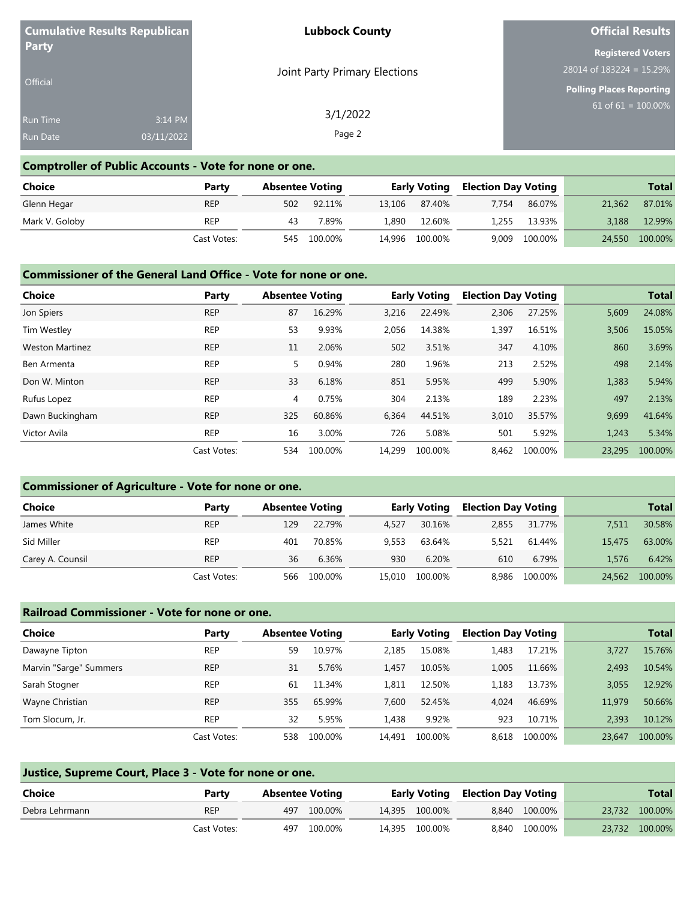**Cumulative Results Republican Party**

Official

Run Time 3:14 PM
Run Date 03/11/2022

**Lubbock County**

Joint Party Primary Elections

3/1/2022

**Official Results**

**Registered Voters**
28014 of 183224 = 15.29%

**Polling Places Reporting**
61 of 61 = 100.00%

## Comptroller of Public Accounts - Vote for none or one.

| Choice | Party | Absentee Voting | | Early Voting | | Election Day Voting | | Total | |
|---|---|---|---|---|---|---|---|---|---|
| Glenn Hegar | REP | 502 | 92.11% | 13,106 | 87.40% | 7,754 | 86.07% | 21,362 | 87.01% |
| Mark V. Goloby | REP | 43 | 7.89% | 1,890 | 12.60% | 1,255 | 13.93% | 3,188 | 12.99% |
| | Cast Votes: | 545 | 100.00% | 14,996 | 100.00% | 9,009 | 100.00% | 24,550 | 100.00% |

## Commissioner of the General Land Office - Vote for none or one.

| Choice | Party | Absentee Voting | | Early Voting | | Election Day Voting | | Total | |
|---|---|---|---|---|---|---|---|---|---|
| Jon Spiers | REP | 87 | 16.29% | 3,216 | 22.49% | 2,306 | 27.25% | 5,609 | 24.08% |
| Tim Westley | REP | 53 | 9.93% | 2,056 | 14.38% | 1,397 | 16.51% | 3,506 | 15.05% |
| Weston Martinez | REP | 11 | 2.06% | 502 | 3.51% | 347 | 4.10% | 860 | 3.69% |
| Ben Armenta | REP | 5 | 0.94% | 280 | 1.96% | 213 | 2.52% | 498 | 2.14% |
| Don W. Minton | REP | 33 | 6.18% | 851 | 5.95% | 499 | 5.90% | 1,383 | 5.94% |
| Rufus Lopez | REP | 4 | 0.75% | 304 | 2.13% | 189 | 2.23% | 497 | 2.13% |
| Dawn Buckingham | REP | 325 | 60.86% | 6,364 | 44.51% | 3,010 | 35.57% | 9,699 | 41.64% |
| Victor Avila | REP | 16 | 3.00% | 726 | 5.08% | 501 | 5.92% | 1,243 | 5.34% |
| | Cast Votes: | 534 | 100.00% | 14,299 | 100.00% | 8,462 | 100.00% | 23,295 | 100.00% |

## Commissioner of Agriculture - Vote for none or one.

| Choice | Party | Absentee Voting | | Early Voting | | Election Day Voting | | Total | |
|---|---|---|---|---|---|---|---|---|---|
| James White | REP | 129 | 22.79% | 4,527 | 30.16% | 2,855 | 31.77% | 7,511 | 30.58% |
| Sid Miller | REP | 401 | 70.85% | 9,553 | 63.64% | 5,521 | 61.44% | 15,475 | 63.00% |
| Carey A. Counsil | REP | 36 | 6.36% | 930 | 6.20% | 610 | 6.79% | 1,576 | 6.42% |
| | Cast Votes: | 566 | 100.00% | 15,010 | 100.00% | 8,986 | 100.00% | 24,562 | 100.00% |

## Railroad Commissioner - Vote for none or one.

| Choice | Party | Absentee Voting | | Early Voting | | Election Day Voting | | Total | |
|---|---|---|---|---|---|---|---|---|---|
| Dawayne Tipton | REP | 59 | 10.97% | 2,185 | 15.08% | 1,483 | 17.21% | 3,727 | 15.76% |
| Marvin "Sarge" Summers | REP | 31 | 5.76% | 1,457 | 10.05% | 1,005 | 11.66% | 2,493 | 10.54% |
| Sarah Stogner | REP | 61 | 11.34% | 1,811 | 12.50% | 1,183 | 13.73% | 3,055 | 12.92% |
| Wayne Christian | REP | 355 | 65.99% | 7,600 | 52.45% | 4,024 | 46.69% | 11,979 | 50.66% |
| Tom Slocum, Jr. | REP | 32 | 5.95% | 1,438 | 9.92% | 923 | 10.71% | 2,393 | 10.12% |
| | Cast Votes: | 538 | 100.00% | 14,491 | 100.00% | 8,618 | 100.00% | 23,647 | 100.00% |

## Justice, Supreme Court, Place 3 - Vote for none or one.

| Choice | Party | Absentee Voting | | Early Voting | | Election Day Voting | | Total | |
|---|---|---|---|---|---|---|---|---|---|
| Debra Lehrmann | REP | 497 | 100.00% | 14,395 | 100.00% | 8,840 | 100.00% | 23,732 | 100.00% |
| | Cast Votes: | 497 | 100.00% | 14,395 | 100.00% | 8,840 | 100.00% | 23,732 | 100.00% |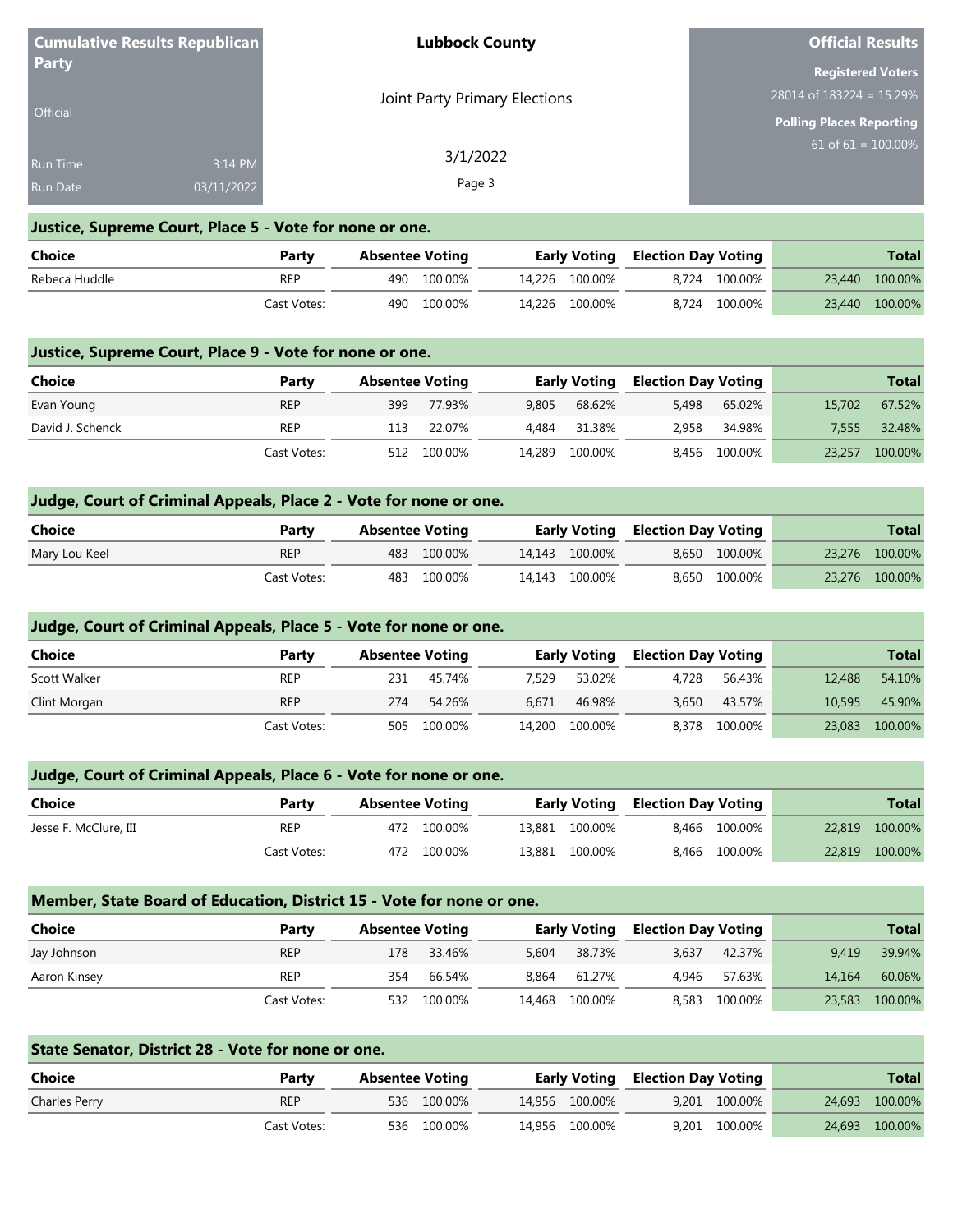Cumulative Results Republican Party

Official

Run Time 3:14 PM

Run Date 03/11/2022

**Lubbock County**

Joint Party Primary Elections

3/1/2022

**Official Results**

**Registered Voters**

28014 of 183224 = 15.29%

**Polling Places Reporting**

61 of 61 = 100.00%

## Justice, Supreme Court, Place 5 - Vote for none or one.

| Choice | Party | Absentee Voting | | Early Voting | | Election Day Voting | | Total | |
|---|---|---|---|---|---|---|---|---|---|
| Rebeca Huddle | REP | 490 | 100.00% | 14,226 | 100.00% | 8,724 | 100.00% | 23,440 | 100.00% |
| | Cast Votes: | 490 | 100.00% | 14,226 | 100.00% | 8,724 | 100.00% | 23,440 | 100.00% |

## Justice, Supreme Court, Place 9 - Vote for none or one.

| Choice | Party | Absentee Voting | | Early Voting | | Election Day Voting | | Total | |
|---|---|---|---|---|---|---|---|---|---|
| Evan Young | REP | 399 | 77.93% | 9,805 | 68.62% | 5,498 | 65.02% | 15,702 | 67.52% |
| David J. Schenck | REP | 113 | 22.07% | 4,484 | 31.38% | 2,958 | 34.98% | 7,555 | 32.48% |
| | Cast Votes: | 512 | 100.00% | 14,289 | 100.00% | 8,456 | 100.00% | 23,257 | 100.00% |

## Judge, Court of Criminal Appeals, Place 2 - Vote for none or one.

| Choice | Party | Absentee Voting | | Early Voting | | Election Day Voting | | Total | |
|---|---|---|---|---|---|---|---|---|---|
| Mary Lou Keel | REP | 483 | 100.00% | 14,143 | 100.00% | 8,650 | 100.00% | 23,276 | 100.00% |
| | Cast Votes: | 483 | 100.00% | 14,143 | 100.00% | 8,650 | 100.00% | 23,276 | 100.00% |

## Judge, Court of Criminal Appeals, Place 5 - Vote for none or one.

| Choice | Party | Absentee Voting | | Early Voting | | Election Day Voting | | Total | |
|---|---|---|---|---|---|---|---|---|---|
| Scott Walker | REP | 231 | 45.74% | 7,529 | 53.02% | 4,728 | 56.43% | 12,488 | 54.10% |
| Clint Morgan | REP | 274 | 54.26% | 6,671 | 46.98% | 3,650 | 43.57% | 10,595 | 45.90% |
| | Cast Votes: | 505 | 100.00% | 14,200 | 100.00% | 8,378 | 100.00% | 23,083 | 100.00% |

## Judge, Court of Criminal Appeals, Place 6 - Vote for none or one.

| Choice | Party | Absentee Voting | | Early Voting | | Election Day Voting | | Total | |
|---|---|---|---|---|---|---|---|---|---|
| Jesse F. McClure, III | REP | 472 | 100.00% | 13,881 | 100.00% | 8,466 | 100.00% | 22,819 | 100.00% |
| | Cast Votes: | 472 | 100.00% | 13,881 | 100.00% | 8,466 | 100.00% | 22,819 | 100.00% |

## Member, State Board of Education, District 15 - Vote for none or one.

| Choice | Party | Absentee Voting | | Early Voting | | Election Day Voting | | Total | |
|---|---|---|---|---|---|---|---|---|---|
| Jay Johnson | REP | 178 | 33.46% | 5,604 | 38.73% | 3,637 | 42.37% | 9,419 | 39.94% |
| Aaron Kinsey | REP | 354 | 66.54% | 8,864 | 61.27% | 4,946 | 57.63% | 14,164 | 60.06% |
| | Cast Votes: | 532 | 100.00% | 14,468 | 100.00% | 8,583 | 100.00% | 23,583 | 100.00% |

## State Senator, District 28 - Vote for none or one.

| Choice | Party | Absentee Voting | | Early Voting | | Election Day Voting | | Total | |
|---|---|---|---|---|---|---|---|---|---|
| Charles Perry | REP | 536 | 100.00% | 14,956 | 100.00% | 9,201 | 100.00% | 24,693 | 100.00% |
| | Cast Votes: | 536 | 100.00% | 14,956 | 100.00% | 9,201 | 100.00% | 24,693 | 100.00% |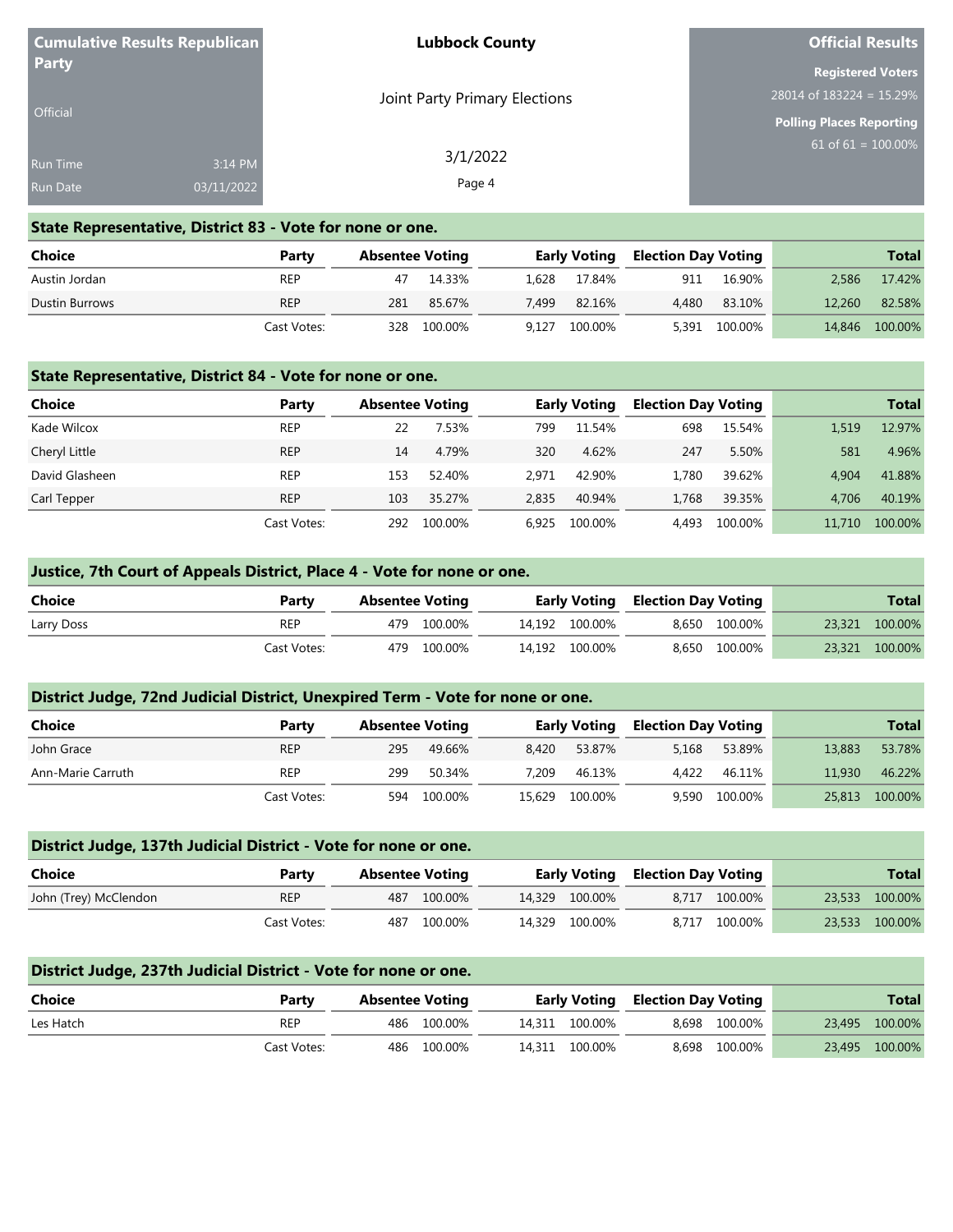**Cumulative Results Republican Party**

Official

Run Time 3:14 PM
Run Date 03/11/2022

**Lubbock County**

Joint Party Primary Elections

3/1/2022

**Official Results**

**Registered Voters**
28014 of 183224 = 15.29%

**Polling Places Reporting**
61 of 61 = 100.00%

### State Representative, District 83 - Vote for none or one.

| Choice | Party | Absentee Voting | | Early Voting | | Election Day Voting | | Total | |
|---|---|---|---|---|---|---|---|---|---|
| Austin Jordan | REP | 47 | 14.33% | 1,628 | 17.84% | 911 | 16.90% | 2,586 | 17.42% |
| Dustin Burrows | REP | 281 | 85.67% | 7,499 | 82.16% | 4,480 | 83.10% | 12,260 | 82.58% |
| | Cast Votes: | 328 | 100.00% | 9,127 | 100.00% | 5,391 | 100.00% | 14,846 | 100.00% |

### State Representative, District 84 - Vote for none or one.

| Choice | Party | Absentee Voting | | Early Voting | | Election Day Voting | | Total | |
|---|---|---|---|---|---|---|---|---|---|
| Kade Wilcox | REP | 22 | 7.53% | 799 | 11.54% | 698 | 15.54% | 1,519 | 12.97% |
| Cheryl Little | REP | 14 | 4.79% | 320 | 4.62% | 247 | 5.50% | 581 | 4.96% |
| David Glasheen | REP | 153 | 52.40% | 2,971 | 42.90% | 1,780 | 39.62% | 4,904 | 41.88% |
| Carl Tepper | REP | 103 | 35.27% | 2,835 | 40.94% | 1,768 | 39.35% | 4,706 | 40.19% |
| | Cast Votes: | 292 | 100.00% | 6,925 | 100.00% | 4,493 | 100.00% | 11,710 | 100.00% |

### Justice, 7th Court of Appeals District, Place 4 - Vote for none or one.

| Choice | Party | Absentee Voting | | Early Voting | | Election Day Voting | | Total | |
|---|---|---|---|---|---|---|---|---|---|
| Larry Doss | REP | 479 | 100.00% | 14,192 | 100.00% | 8,650 | 100.00% | 23,321 | 100.00% |
| | Cast Votes: | 479 | 100.00% | 14,192 | 100.00% | 8,650 | 100.00% | 23,321 | 100.00% |

### District Judge, 72nd Judicial District, Unexpired Term - Vote for none or one.

| Choice | Party | Absentee Voting | | Early Voting | | Election Day Voting | | Total | |
|---|---|---|---|---|---|---|---|---|---|
| John Grace | REP | 295 | 49.66% | 8,420 | 53.87% | 5,168 | 53.89% | 13,883 | 53.78% |
| Ann-Marie Carruth | REP | 299 | 50.34% | 7,209 | 46.13% | 4,422 | 46.11% | 11,930 | 46.22% |
| | Cast Votes: | 594 | 100.00% | 15,629 | 100.00% | 9,590 | 100.00% | 25,813 | 100.00% |

### District Judge, 137th Judicial District - Vote for none or one.

| Choice | Party | Absentee Voting | | Early Voting | | Election Day Voting | | Total | |
|---|---|---|---|---|---|---|---|---|---|
| John (Trey) McClendon | REP | 487 | 100.00% | 14,329 | 100.00% | 8,717 | 100.00% | 23,533 | 100.00% |
| | Cast Votes: | 487 | 100.00% | 14,329 | 100.00% | 8,717 | 100.00% | 23,533 | 100.00% |

### District Judge, 237th Judicial District - Vote for none or one.

| Choice | Party | Absentee Voting | | Early Voting | | Election Day Voting | | Total | |
|---|---|---|---|---|---|---|---|---|---|
| Les Hatch | REP | 486 | 100.00% | 14,311 | 100.00% | 8,698 | 100.00% | 23,495 | 100.00% |
| | Cast Votes: | 486 | 100.00% | 14,311 | 100.00% | 8,698 | 100.00% | 23,495 | 100.00% |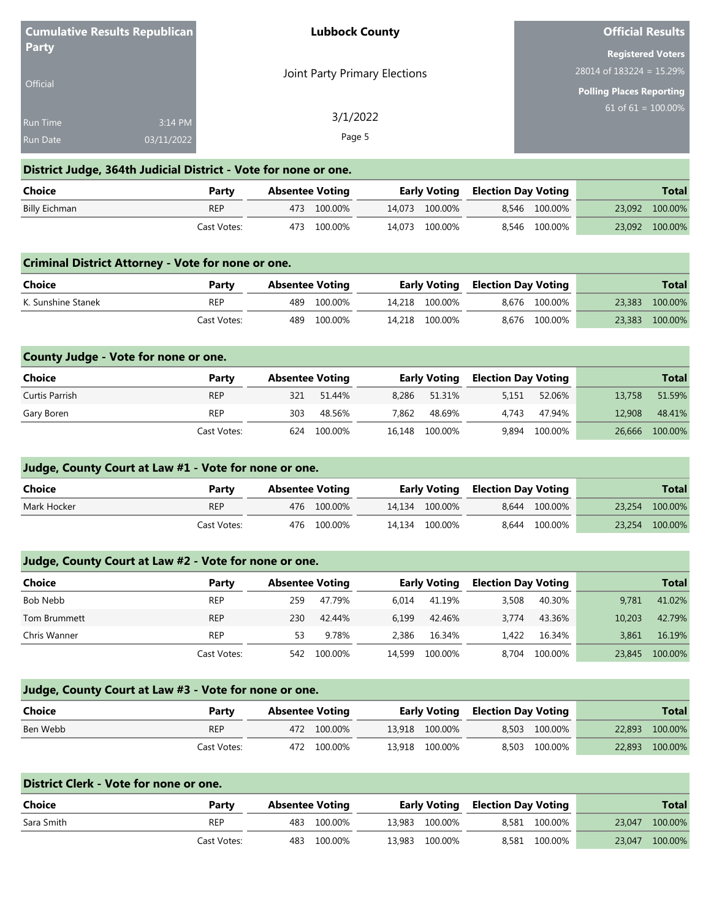**Cumulative Results Republican Party**

Official

Run Time 3:14 PM

Run Date 03/11/2022

**Lubbock County**

Joint Party Primary Elections

3/1/2022

**Official Results**

**Registered Voters**
28014 of 183224 = 15.29%

**Polling Places Reporting**
61 of 61 = 100.00%

### District Judge, 364th Judicial District - Vote for none or one.

| Choice | Party | Absentee Voting | | Early Voting | | Election Day Voting | | Total | |
|---|---|---|---|---|---|---|---|---|---|
| Billy Eichman | REP | 473 | 100.00% | 14,073 | 100.00% | 8,546 | 100.00% | 23,092 | 100.00% |
| | Cast Votes: | 473 | 100.00% | 14,073 | 100.00% | 8,546 | 100.00% | 23,092 | 100.00% |

### Criminal District Attorney - Vote for none or one.

| Choice | Party | Absentee Voting | | Early Voting | | Election Day Voting | | Total | |
|---|---|---|---|---|---|---|---|---|---|
| K. Sunshine Stanek | REP | 489 | 100.00% | 14,218 | 100.00% | 8,676 | 100.00% | 23,383 | 100.00% |
| | Cast Votes: | 489 | 100.00% | 14,218 | 100.00% | 8,676 | 100.00% | 23,383 | 100.00% |

### County Judge - Vote for none or one.

| Choice | Party | Absentee Voting | | Early Voting | | Election Day Voting | | Total | |
|---|---|---|---|---|---|---|---|---|---|
| Curtis Parrish | REP | 321 | 51.44% | 8,286 | 51.31% | 5,151 | 52.06% | 13,758 | 51.59% |
| Gary Boren | REP | 303 | 48.56% | 7,862 | 48.69% | 4,743 | 47.94% | 12,908 | 48.41% |
| | Cast Votes: | 624 | 100.00% | 16,148 | 100.00% | 9,894 | 100.00% | 26,666 | 100.00% |

### Judge, County Court at Law #1 - Vote for none or one.

| Choice | Party | Absentee Voting | | Early Voting | | Election Day Voting | | Total | |
|---|---|---|---|---|---|---|---|---|---|
| Mark Hocker | REP | 476 | 100.00% | 14,134 | 100.00% | 8,644 | 100.00% | 23,254 | 100.00% |
| | Cast Votes: | 476 | 100.00% | 14,134 | 100.00% | 8,644 | 100.00% | 23,254 | 100.00% |

### Judge, County Court at Law #2 - Vote for none or one.

| Choice | Party | Absentee Voting | | Early Voting | | Election Day Voting | | Total | |
|---|---|---|---|---|---|---|---|---|---|
| Bob Nebb | REP | 259 | 47.79% | 6,014 | 41.19% | 3,508 | 40.30% | 9,781 | 41.02% |
| Tom Brummett | REP | 230 | 42.44% | 6,199 | 42.46% | 3,774 | 43.36% | 10,203 | 42.79% |
| Chris Wanner | REP | 53 | 9.78% | 2,386 | 16.34% | 1,422 | 16.34% | 3,861 | 16.19% |
| | Cast Votes: | 542 | 100.00% | 14,599 | 100.00% | 8,704 | 100.00% | 23,845 | 100.00% |

### Judge, County Court at Law #3 - Vote for none or one.

| Choice | Party | Absentee Voting | | Early Voting | | Election Day Voting | | Total | |
|---|---|---|---|---|---|---|---|---|---|
| Ben Webb | REP | 472 | 100.00% | 13,918 | 100.00% | 8,503 | 100.00% | 22,893 | 100.00% |
| | Cast Votes: | 472 | 100.00% | 13,918 | 100.00% | 8,503 | 100.00% | 22,893 | 100.00% |

### District Clerk - Vote for none or one.

| Choice | Party | Absentee Voting | | Early Voting | | Election Day Voting | | Total | |
|---|---|---|---|---|---|---|---|---|---|
| Sara Smith | REP | 483 | 100.00% | 13,983 | 100.00% | 8,581 | 100.00% | 23,047 | 100.00% |
| | Cast Votes: | 483 | 100.00% | 13,983 | 100.00% | 8,581 | 100.00% | 23,047 | 100.00% |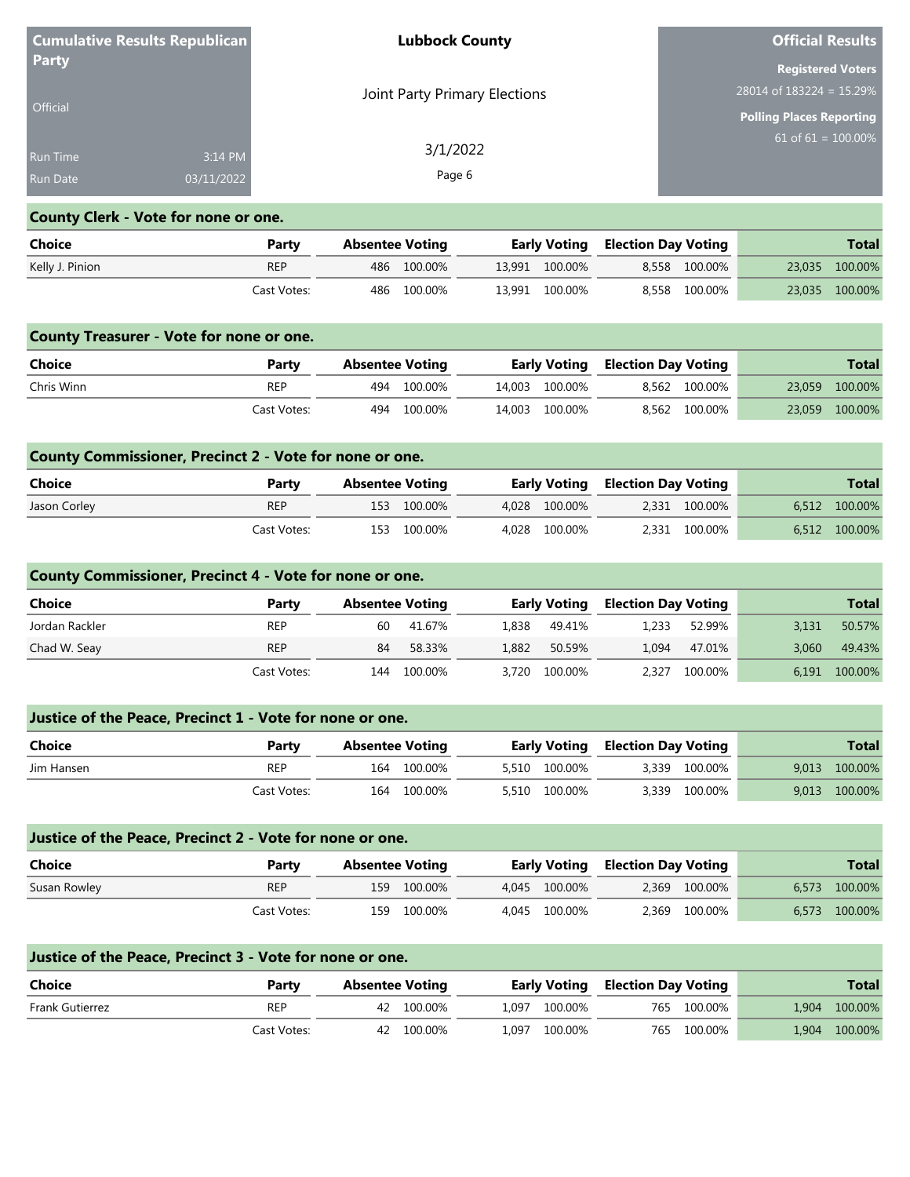**Cumulative Results Republican Party**

Official

Run Time 3:14 PM

Run Date 03/11/2022

**Lubbock County**

Joint Party Primary Elections

3/1/2022

**Official Results**

**Registered Voters**

28014 of 183224 = 15.29%

**Polling Places Reporting**

61 of 61 = 100.00%

## County Clerk - Vote for none or one.

| Choice | Party | Absentee Voting | | Early Voting | | Election Day Voting | | Total | |
|---|---|---|---|---|---|---|---|---|---|
| Kelly J. Pinion | REP | 486 | 100.00% | 13,991 | 100.00% | 8,558 | 100.00% | 23,035 | 100.00% |
| | Cast Votes: | 486 | 100.00% | 13,991 | 100.00% | 8,558 | 100.00% | 23,035 | 100.00% |

## County Treasurer - Vote for none or one.

| Choice | Party | Absentee Voting | | Early Voting | | Election Day Voting | | Total | |
|---|---|---|---|---|---|---|---|---|---|
| Chris Winn | REP | 494 | 100.00% | 14,003 | 100.00% | 8,562 | 100.00% | 23,059 | 100.00% |
| | Cast Votes: | 494 | 100.00% | 14,003 | 100.00% | 8,562 | 100.00% | 23,059 | 100.00% |

## County Commissioner, Precinct 2 - Vote for none or one.

| Choice | Party | Absentee Voting | | Early Voting | | Election Day Voting | | Total | |
|---|---|---|---|---|---|---|---|---|---|
| Jason Corley | REP | 153 | 100.00% | 4,028 | 100.00% | 2,331 | 100.00% | 6,512 | 100.00% |
| | Cast Votes: | 153 | 100.00% | 4,028 | 100.00% | 2,331 | 100.00% | 6,512 | 100.00% |

## County Commissioner, Precinct 4 - Vote for none or one.

| Choice | Party | Absentee Voting | | Early Voting | | Election Day Voting | | Total | |
|---|---|---|---|---|---|---|---|---|---|
| Jordan Rackler | REP | 60 | 41.67% | 1,838 | 49.41% | 1,233 | 52.99% | 3,131 | 50.57% |
| Chad W. Seay | REP | 84 | 58.33% | 1,882 | 50.59% | 1,094 | 47.01% | 3,060 | 49.43% |
| | Cast Votes: | 144 | 100.00% | 3,720 | 100.00% | 2,327 | 100.00% | 6,191 | 100.00% |

## Justice of the Peace, Precinct 1 - Vote for none or one.

| Choice | Party | Absentee Voting | | Early Voting | | Election Day Voting | | Total | |
|---|---|---|---|---|---|---|---|---|---|
| Jim Hansen | REP | 164 | 100.00% | 5,510 | 100.00% | 3,339 | 100.00% | 9,013 | 100.00% |
| | Cast Votes: | 164 | 100.00% | 5,510 | 100.00% | 3,339 | 100.00% | 9,013 | 100.00% |

## Justice of the Peace, Precinct 2 - Vote for none or one.

| Choice | Party | Absentee Voting | | Early Voting | | Election Day Voting | | Total | |
|---|---|---|---|---|---|---|---|---|---|
| Susan Rowley | REP | 159 | 100.00% | 4,045 | 100.00% | 2,369 | 100.00% | 6,573 | 100.00% |
| | Cast Votes: | 159 | 100.00% | 4,045 | 100.00% | 2,369 | 100.00% | 6,573 | 100.00% |

## Justice of the Peace, Precinct 3 - Vote for none or one.

| Choice | Party | Absentee Voting | | Early Voting | | Election Day Voting | | Total | |
|---|---|---|---|---|---|---|---|---|---|
| Frank Gutierrez | REP | 42 | 100.00% | 1,097 | 100.00% | 765 | 100.00% | 1,904 | 100.00% |
| | Cast Votes: | 42 | 100.00% | 1,097 | 100.00% | 765 | 100.00% | 1,904 | 100.00% |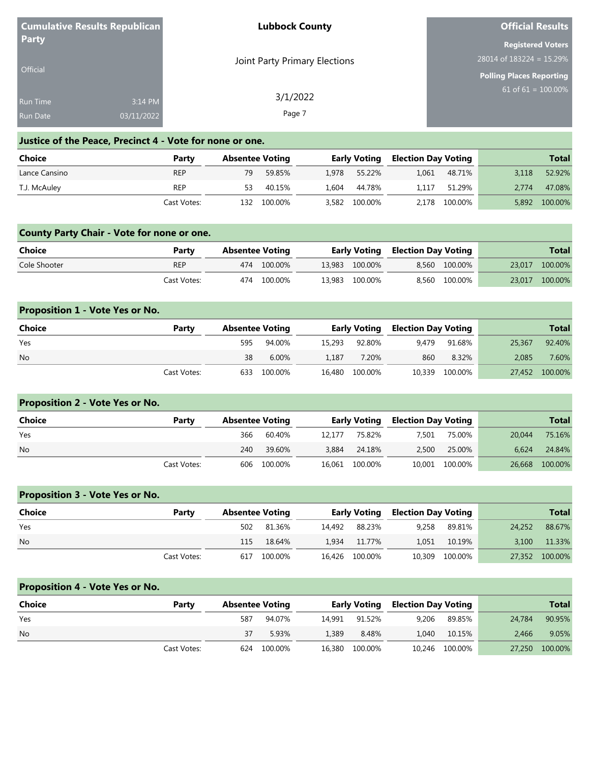**Cumulative Results Republican Party**

Official

Run Time 3:14 PM
Run Date 03/11/2022

**Lubbock County**

Joint Party Primary Elections

3/1/2022

**Official Results**

**Registered Voters**
28014 of 183224 = 15.29%

**Polling Places Reporting**
61 of 61 = 100.00%

## Justice of the Peace, Precinct 4 - Vote for none or one.

| Choice | Party | Absentee Voting | | Early Voting | | Election Day Voting | | Total | |
|---|---|---|---|---|---|---|---|---|---|
| Lance Cansino | REP | 79 | 59.85% | 1,978 | 55.22% | 1,061 | 48.71% | 3,118 | 52.92% |
| T.J. McAuley | REP | 53 | 40.15% | 1,604 | 44.78% | 1,117 | 51.29% | 2,774 | 47.08% |
| | Cast Votes: | 132 | 100.00% | 3,582 | 100.00% | 2,178 | 100.00% | 5,892 | 100.00% |

## County Party Chair - Vote for none or one.

| Choice | Party | Absentee Voting | | Early Voting | | Election Day Voting | | Total | |
|---|---|---|---|---|---|---|---|---|---|
| Cole Shooter | REP | 474 | 100.00% | 13,983 | 100.00% | 8,560 | 100.00% | 23,017 | 100.00% |
| | Cast Votes: | 474 | 100.00% | 13,983 | 100.00% | 8,560 | 100.00% | 23,017 | 100.00% |

## Proposition 1 - Vote Yes or No.

| Choice | Party | Absentee Voting | | Early Voting | | Election Day Voting | | Total | |
|---|---|---|---|---|---|---|---|---|---|
| Yes | | 595 | 94.00% | 15,293 | 92.80% | 9,479 | 91.68% | 25,367 | 92.40% |
| No | | 38 | 6.00% | 1,187 | 7.20% | 860 | 8.32% | 2,085 | 7.60% |
| | Cast Votes: | 633 | 100.00% | 16,480 | 100.00% | 10,339 | 100.00% | 27,452 | 100.00% |

## Proposition 2 - Vote Yes or No.

| Choice | Party | Absentee Voting | | Early Voting | | Election Day Voting | | Total | |
|---|---|---|---|---|---|---|---|---|---|
| Yes | | 366 | 60.40% | 12,177 | 75.82% | 7,501 | 75.00% | 20,044 | 75.16% |
| No | | 240 | 39.60% | 3,884 | 24.18% | 2,500 | 25.00% | 6,624 | 24.84% |
| | Cast Votes: | 606 | 100.00% | 16,061 | 100.00% | 10,001 | 100.00% | 26,668 | 100.00% |

## Proposition 3 - Vote Yes or No.

| Choice | Party | Absentee Voting | | Early Voting | | Election Day Voting | | Total | |
|---|---|---|---|---|---|---|---|---|---|
| Yes | | 502 | 81.36% | 14,492 | 88.23% | 9,258 | 89.81% | 24,252 | 88.67% |
| No | | 115 | 18.64% | 1,934 | 11.77% | 1,051 | 10.19% | 3,100 | 11.33% |
| | Cast Votes: | 617 | 100.00% | 16,426 | 100.00% | 10,309 | 100.00% | 27,352 | 100.00% |

## Proposition 4 - Vote Yes or No.

| Choice | Party | Absentee Voting | | Early Voting | | Election Day Voting | | Total | |
|---|---|---|---|---|---|---|---|---|---|
| Yes | | 587 | 94.07% | 14,991 | 91.52% | 9,206 | 89.85% | 24,784 | 90.95% |
| No | | 37 | 5.93% | 1,389 | 8.48% | 1,040 | 10.15% | 2,466 | 9.05% |
| | Cast Votes: | 624 | 100.00% | 16,380 | 100.00% | 10,246 | 100.00% | 27,250 | 100.00% |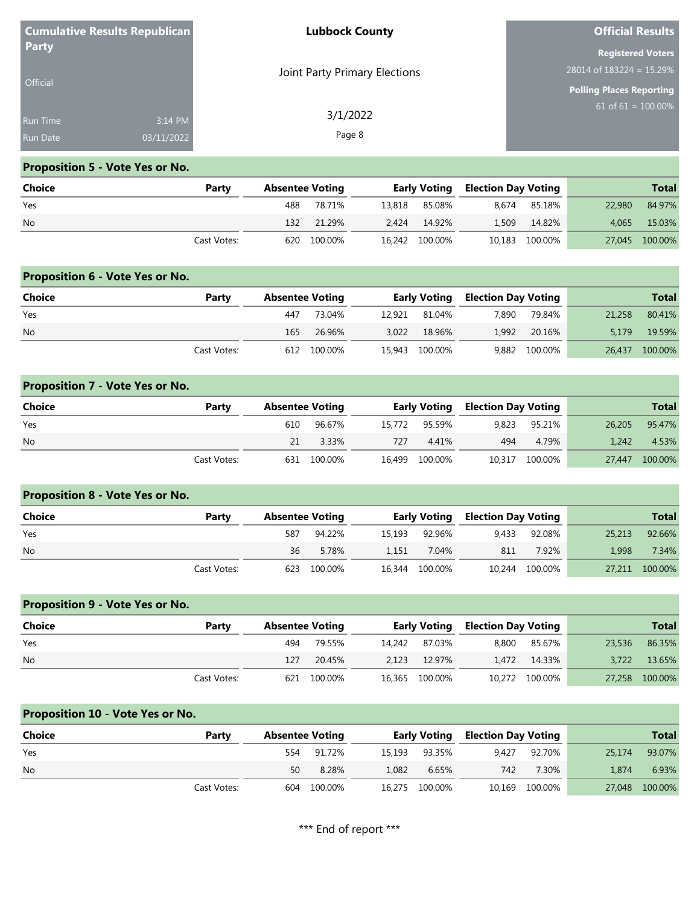**Cumulative Results Republican Party**

Official

Run Time 3:14 PM
Run Date 03/11/2022

**Lubbock County**

Joint Party Primary Elections

3/1/2022

**Official Results**

**Registered Voters**
28014 of 183224 = 15.29%

**Polling Places Reporting**
61 of 61 = 100.00%

## Proposition 5 - Vote Yes or No.

| Choice | Party | Absentee Voting | | Early Voting | | Election Day Voting | | Total | |
|---|---|---|---|---|---|---|---|---|---|
| Yes | | 488 | 78.71% | 13,818 | 85.08% | 8,674 | 85.18% | 22,980 | 84.97% |
| No | | 132 | 21.29% | 2,424 | 14.92% | 1,509 | 14.82% | 4,065 | 15.03% |
| | Cast Votes: | 620 | 100.00% | 16,242 | 100.00% | 10,183 | 100.00% | 27,045 | 100.00% |

## Proposition 6 - Vote Yes or No.

| Choice | Party | Absentee Voting | | Early Voting | | Election Day Voting | | Total | |
|---|---|---|---|---|---|---|---|---|---|
| Yes | | 447 | 73.04% | 12,921 | 81.04% | 7,890 | 79.84% | 21,258 | 80.41% |
| No | | 165 | 26.96% | 3,022 | 18.96% | 1,992 | 20.16% | 5,179 | 19.59% |
| | Cast Votes: | 612 | 100.00% | 15,943 | 100.00% | 9,882 | 100.00% | 26,437 | 100.00% |

## Proposition 7 - Vote Yes or No.

| Choice | Party | Absentee Voting | | Early Voting | | Election Day Voting | | Total | |
|---|---|---|---|---|---|---|---|---|---|
| Yes | | 610 | 96.67% | 15,772 | 95.59% | 9,823 | 95.21% | 26,205 | 95.47% |
| No | | 21 | 3.33% | 727 | 4.41% | 494 | 4.79% | 1,242 | 4.53% |
| | Cast Votes: | 631 | 100.00% | 16,499 | 100.00% | 10,317 | 100.00% | 27,447 | 100.00% |

## Proposition 8 - Vote Yes or No.

| Choice | Party | Absentee Voting | | Early Voting | | Election Day Voting | | Total | |
|---|---|---|---|---|---|---|---|---|---|
| Yes | | 587 | 94.22% | 15,193 | 92.96% | 9,433 | 92.08% | 25,213 | 92.66% |
| No | | 36 | 5.78% | 1,151 | 7.04% | 811 | 7.92% | 1,998 | 7.34% |
| | Cast Votes: | 623 | 100.00% | 16,344 | 100.00% | 10,244 | 100.00% | 27,211 | 100.00% |

## Proposition 9 - Vote Yes or No.

| Choice | Party | Absentee Voting | | Early Voting | | Election Day Voting | | Total | |
|---|---|---|---|---|---|---|---|---|---|
| Yes | | 494 | 79.55% | 14,242 | 87.03% | 8,800 | 85.67% | 23,536 | 86.35% |
| No | | 127 | 20.45% | 2,123 | 12.97% | 1,472 | 14.33% | 3,722 | 13.65% |
| | Cast Votes: | 621 | 100.00% | 16,365 | 100.00% | 10,272 | 100.00% | 27,258 | 100.00% |

## Proposition 10 - Vote Yes or No.

| Choice | Party | Absentee Voting | | Early Voting | | Election Day Voting | | Total | |
|---|---|---|---|---|---|---|---|---|---|
| Yes | | 554 | 91.72% | 15,193 | 93.35% | 9,427 | 92.70% | 25,174 | 93.07% |
| No | | 50 | 8.28% | 1,082 | 6.65% | 742 | 7.30% | 1,874 | 6.93% |
| | Cast Votes: | 604 | 100.00% | 16,275 | 100.00% | 10,169 | 100.00% | 27,048 | 100.00% |

*** End of report ***